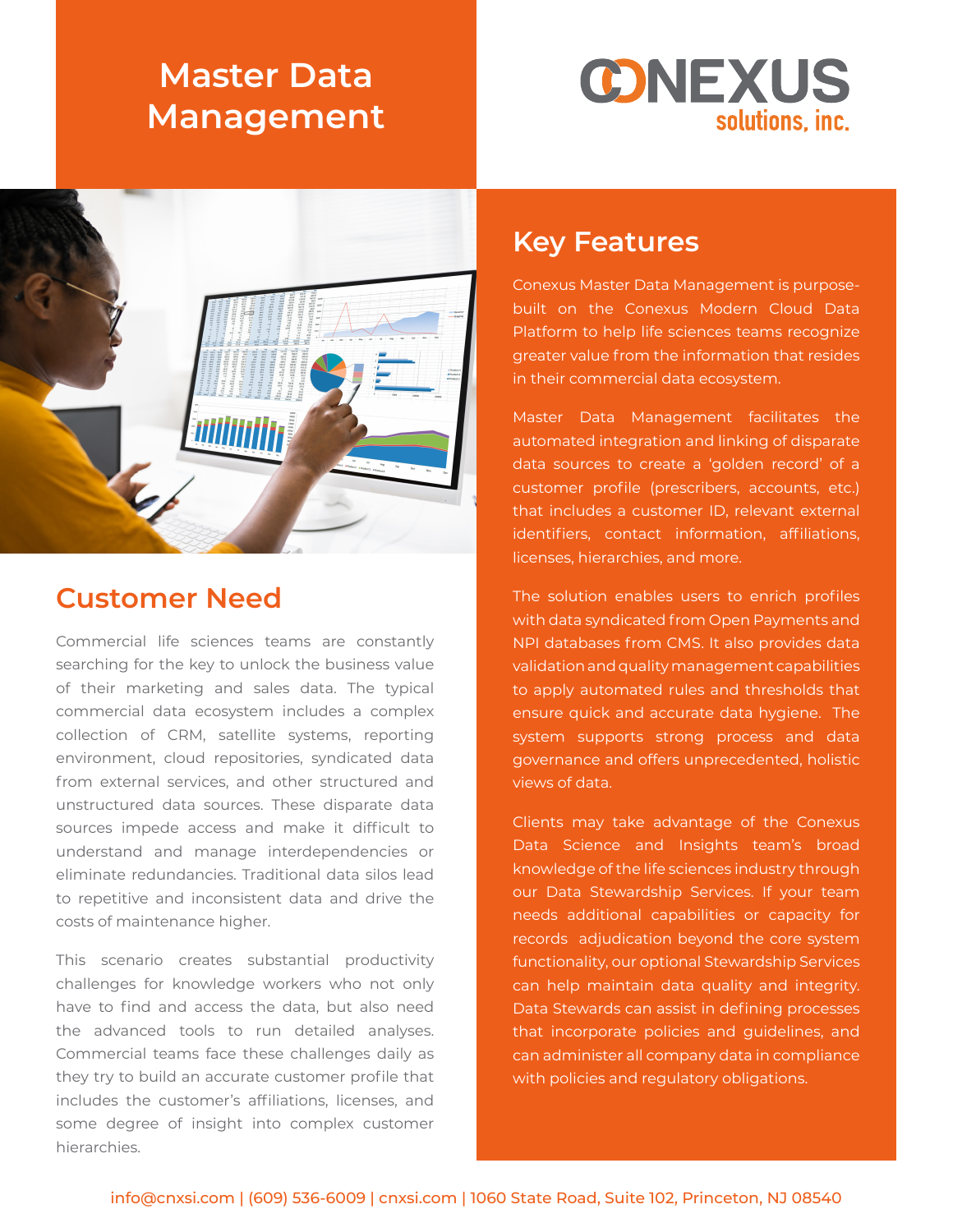# Master Data Management

CONEXUS solutions, inc.

## Customer Need

Commercial life sciences teams are constantly searching for the key to unlock the business value of their marketing and sales data. The typical commercial data ecosystem includes a complex collection of CRM, satellite systems, reporting environment, cloud repositories, syndicated data from external services, and other structured and unstructured data sources. These disparate data sources impede access and make it difficult to understand and manage interdependencies or eliminate redundancies. Traditional data silos lead to repetitive and inconsistent data and drive the costs of maintenance higher.

This scenario creates substantial productivity challenges for knowledge workers who not only have to find and access the data, but also need the advanced tools to run detailed analyses. Commercial teams face these challenges daily as they try to build an accurate customer profile that includes the customer's affiliations, licenses, and some degree of insight into complex customer hierarchies.

## Key Features

Conexus Master Data Management is purpose-built on the Conexus Modern Cloud Data Platform to help life sciences teams recognize greater value from the information that resides in their commercial data ecosystem.

Master Data Management facilitates the automated integration and linking of disparate data sources to create a 'golden record' of a customer profile (prescribers, accounts, etc.) that includes a customer ID, relevant external identifiers, contact information, affiliations, licenses, hierarchies, and more.

The solution enables users to enrich profiles with data syndicated from Open Payments and NPI databases from CMS. It also provides data validation and quality management capabilities to apply automated rules and thresholds that ensure quick and accurate data hygiene. The system supports strong process and data governance and offers unprecedented, holistic views of data.

Clients may take advantage of the Conexus Data Science and Insights team's broad knowledge of the life sciences industry through our Data Stewardship Services. If your team needs additional capabilities or capacity for records adjudication beyond the core system functionality, our optional Stewardship Services can help maintain data quality and integrity. Data Stewards can assist in defining processes that incorporate policies and guidelines, and can administer all company data in compliance with policies and regulatory obligations.

info@cnxsi.com | (609) 536-6009 | cnxsi.com | 1060 State Road, Suite 102, Princeton, NJ 08540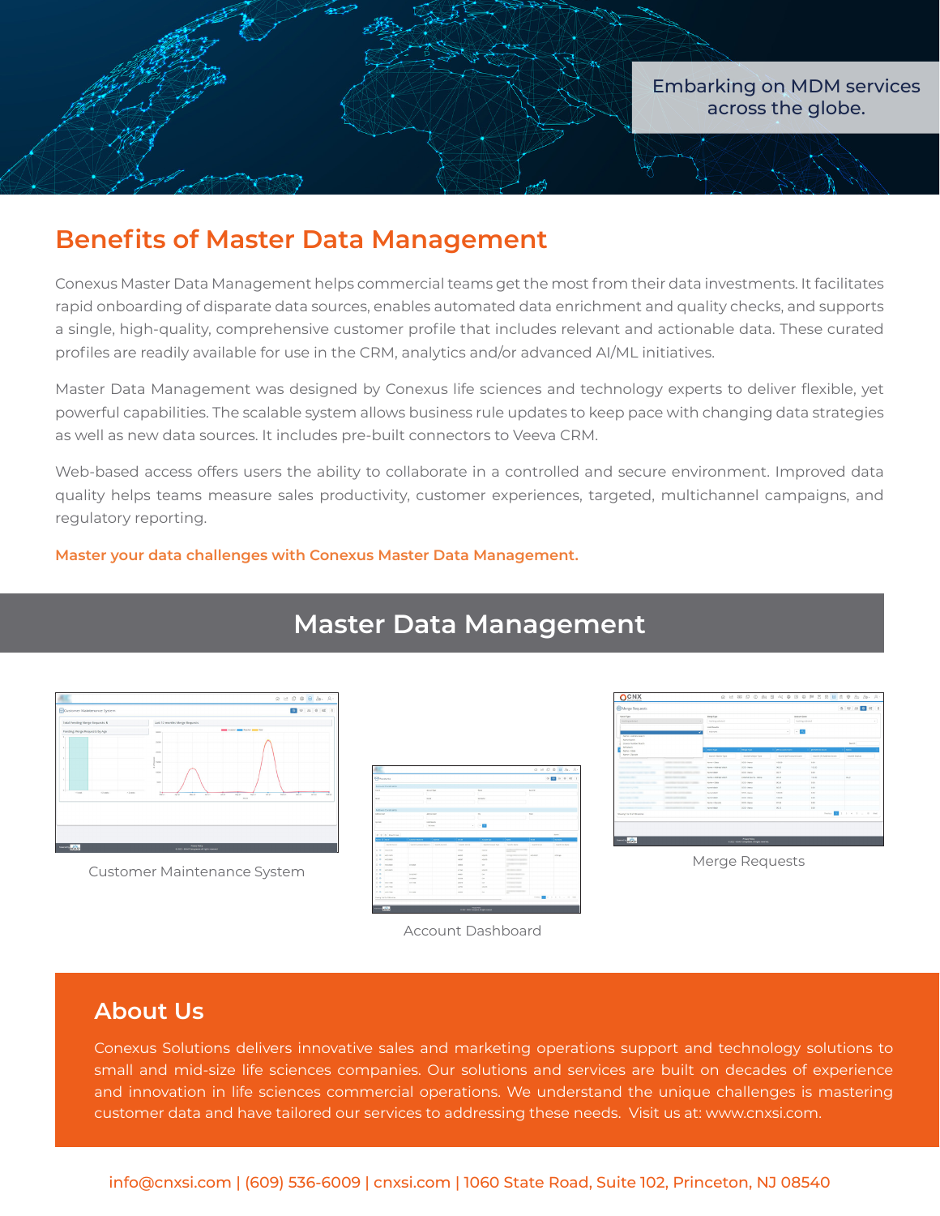Embarking on MDM services across the globe.

## Benefits of Master Data Management

Conexus Master Data Management helps commercial teams get the most from their data investments. It facilitates rapid onboarding of disparate data sources, enables automated data enrichment and quality checks, and supports a single, high-quality, comprehensive customer profile that includes relevant and actionable data. These curated profiles are readily available for use in the CRM, analytics and/or advanced AI/ML initiatives.

Master Data Management was designed by Conexus life sciences and technology experts to deliver flexible, yet powerful capabilities. The scalable system allows business rule updates to keep pace with changing data strategies as well as new data sources. It includes pre-built connectors to Veeva CRM.

Web-based access offers users the ability to collaborate in a controlled and secure environment. Improved data quality helps teams measure sales productivity, customer experiences, targeted, multichannel campaigns, and regulatory reporting.

**Master your data challenges with Conexus Master Data Management.**

## Master Data Management

Customer Maintenance System

Account Dashboard

Merge Requests

## About Us

Conexus Solutions delivers innovative sales and marketing operations support and technology solutions to small and mid-size life sciences companies. Our solutions and services are built on decades of experience and innovation in life sciences commercial operations. We understand the unique challenges is mastering customer data and have tailored our services to addressing these needs. Visit us at: www.cnxsi.com.

info@cnxsi.com | (609) 536-6009 | cnxsi.com | 1060 State Road, Suite 102, Princeton, NJ 08540